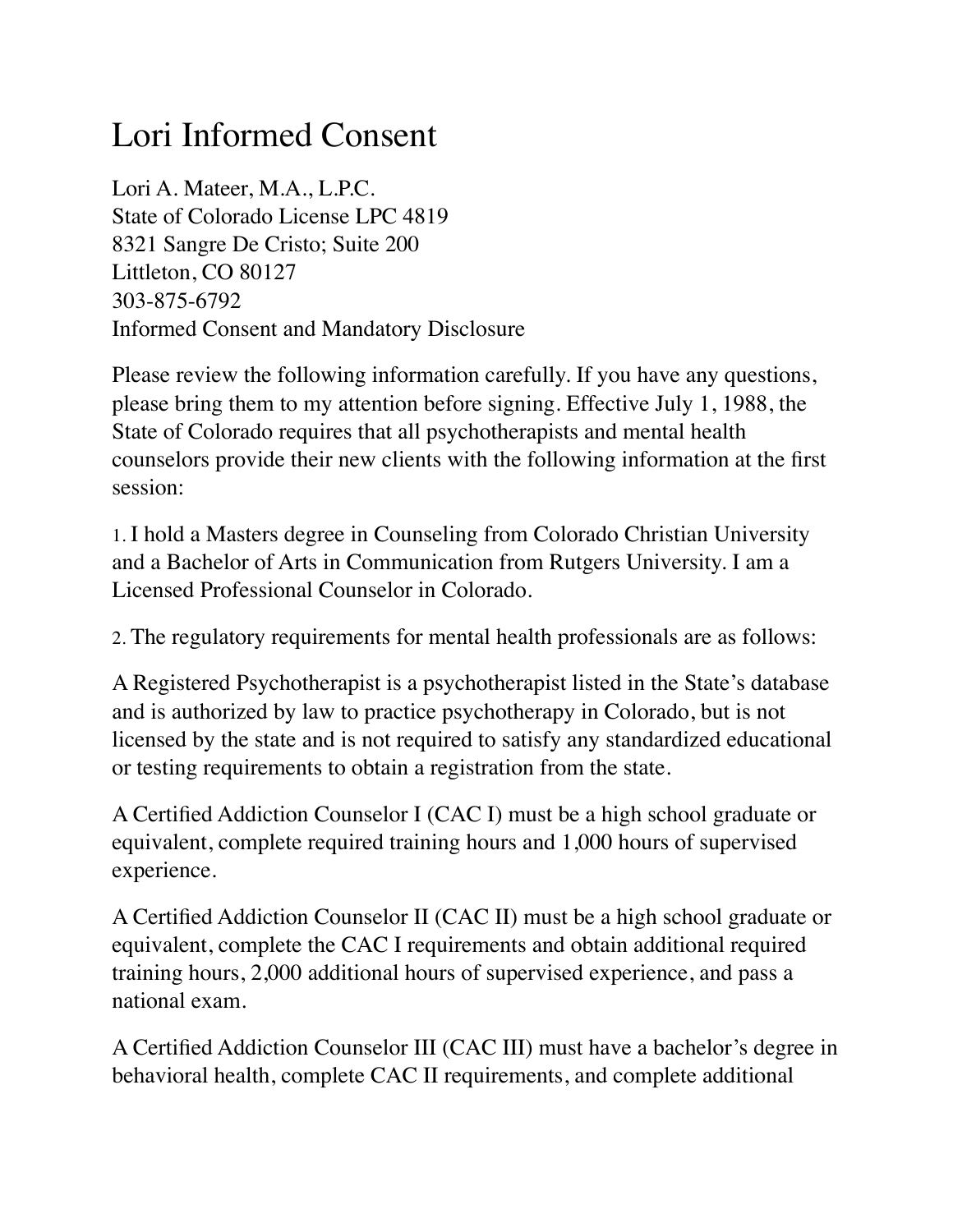# Lori Informed Consent

Lori A. Mateer, M.A., L.P.C.
State of Colorado License LPC 4819
8321 Sangre De Cristo; Suite 200
Littleton, CO 80127
303-875-6792
Informed Consent and Mandatory Disclosure

Please review the following information carefully. If you have any questions, please bring them to my attention before signing. Effective July 1, 1988, the State of Colorado requires that all psychotherapists and mental health counselors provide their new clients with the following information at the first session:

1. I hold a Masters degree in Counseling from Colorado Christian University and a Bachelor of Arts in Communication from Rutgers University. I am a Licensed Professional Counselor in Colorado.

2. The regulatory requirements for mental health professionals are as follows:

A Registered Psychotherapist is a psychotherapist listed in the State's database and is authorized by law to practice psychotherapy in Colorado, but is not licensed by the state and is not required to satisfy any standardized educational or testing requirements to obtain a registration from the state.

A Certified Addiction Counselor I (CAC I) must be a high school graduate or equivalent, complete required training hours and 1,000 hours of supervised experience.

A Certified Addiction Counselor II (CAC II) must be a high school graduate or equivalent, complete the CAC I requirements and obtain additional required training hours, 2,000 additional hours of supervised experience, and pass a national exam.

A Certified Addiction Counselor III (CAC III) must have a bachelor's degree in behavioral health, complete CAC II requirements, and complete additional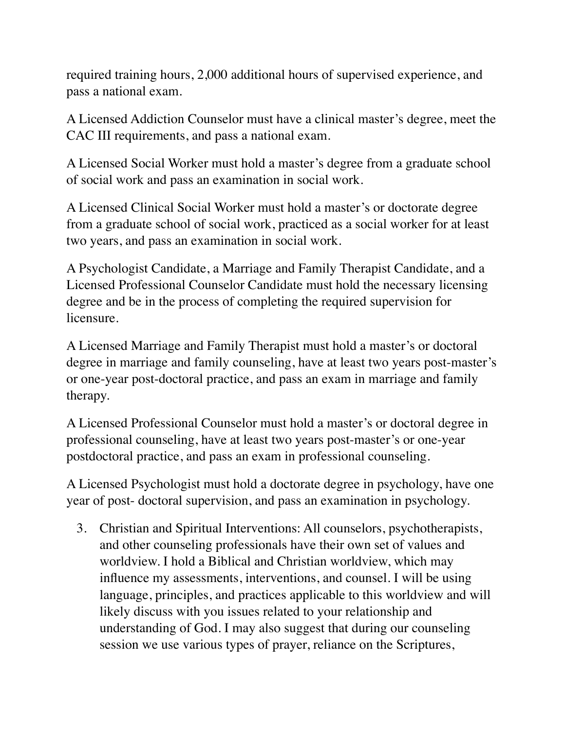required training hours, 2,000 additional hours of supervised experience, and pass a national exam.

A Licensed Addiction Counselor must have a clinical master's degree, meet the CAC III requirements, and pass a national exam.

A Licensed Social Worker must hold a master's degree from a graduate school of social work and pass an examination in social work.

A Licensed Clinical Social Worker must hold a master's or doctorate degree from a graduate school of social work, practiced as a social worker for at least two years, and pass an examination in social work.

A Psychologist Candidate, a Marriage and Family Therapist Candidate, and a Licensed Professional Counselor Candidate must hold the necessary licensing degree and be in the process of completing the required supervision for licensure.

A Licensed Marriage and Family Therapist must hold a master's or doctoral degree in marriage and family counseling, have at least two years post-master's or one-year post-doctoral practice, and pass an exam in marriage and family therapy.

A Licensed Professional Counselor must hold a master's or doctoral degree in professional counseling, have at least two years post-master's or one-year postdoctoral practice, and pass an exam in professional counseling.

A Licensed Psychologist must hold a doctorate degree in psychology, have one year of post- doctoral supervision, and pass an examination in psychology.

3. Christian and Spiritual Interventions: All counselors, psychotherapists, and other counseling professionals have their own set of values and worldview. I hold a Biblical and Christian worldview, which may influence my assessments, interventions, and counsel. I will be using language, principles, and practices applicable to this worldview and will likely discuss with you issues related to your relationship and understanding of God. I may also suggest that during our counseling session we use various types of prayer, reliance on the Scriptures,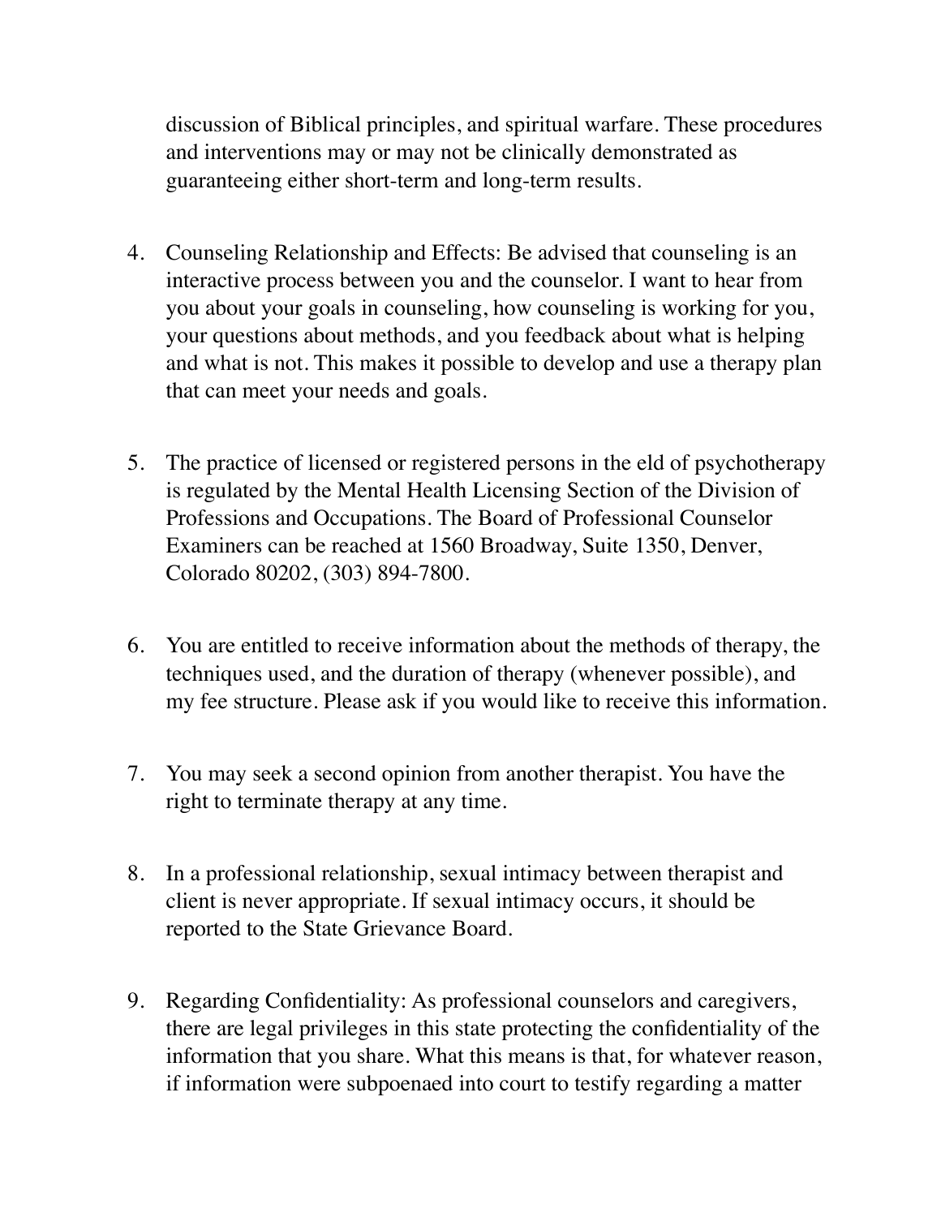discussion of Biblical principles, and spiritual warfare. These procedures and interventions may or may not be clinically demonstrated as guaranteeing either short-term and long-term results.

4. Counseling Relationship and Effects: Be advised that counseling is an interactive process between you and the counselor. I want to hear from you about your goals in counseling, how counseling is working for you, your questions about methods, and you feedback about what is helping and what is not. This makes it possible to develop and use a therapy plan that can meet your needs and goals.

5. The practice of licensed or registered persons in the eld of psychotherapy is regulated by the Mental Health Licensing Section of the Division of Professions and Occupations. The Board of Professional Counselor Examiners can be reached at 1560 Broadway, Suite 1350, Denver, Colorado 80202, (303) 894-7800.

6. You are entitled to receive information about the methods of therapy, the techniques used, and the duration of therapy (whenever possible), and my fee structure. Please ask if you would like to receive this information.

7. You may seek a second opinion from another therapist. You have the right to terminate therapy at any time.

8. In a professional relationship, sexual intimacy between therapist and client is never appropriate. If sexual intimacy occurs, it should be reported to the State Grievance Board.

9. Regarding Confidentiality: As professional counselors and caregivers, there are legal privileges in this state protecting the confidentiality of the information that you share. What this means is that, for whatever reason, if information were subpoenaed into court to testify regarding a matter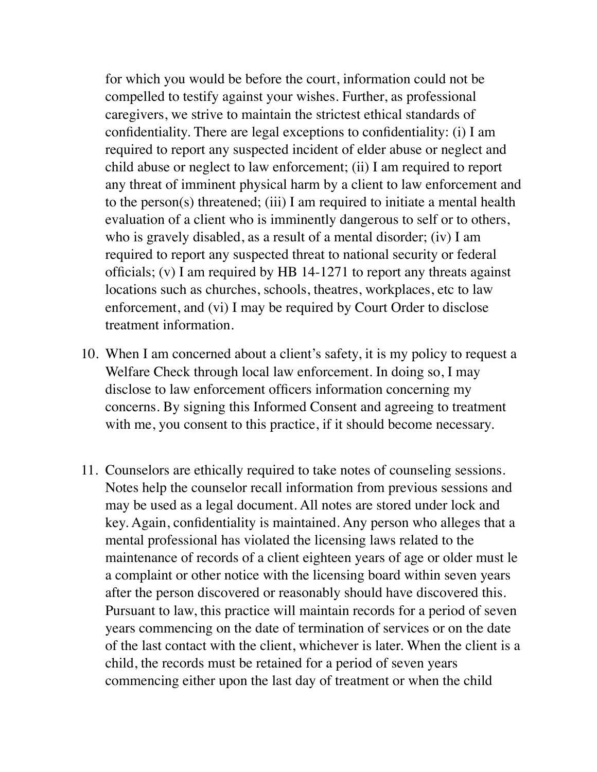for which you would be before the court, information could not be compelled to testify against your wishes. Further, as professional caregivers, we strive to maintain the strictest ethical standards of confidentiality. There are legal exceptions to confidentiality: (i) I am required to report any suspected incident of elder abuse or neglect and child abuse or neglect to law enforcement; (ii) I am required to report any threat of imminent physical harm by a client to law enforcement and to the person(s) threatened; (iii) I am required to initiate a mental health evaluation of a client who is imminently dangerous to self or to others, who is gravely disabled, as a result of a mental disorder; (iv) I am required to report any suspected threat to national security or federal officials; (v) I am required by HB 14-1271 to report any threats against locations such as churches, schools, theatres, workplaces, etc to law enforcement, and (vi) I may be required by Court Order to disclose treatment information.

10. When I am concerned about a client's safety, it is my policy to request a Welfare Check through local law enforcement. In doing so, I may disclose to law enforcement officers information concerning my concerns. By signing this Informed Consent and agreeing to treatment with me, you consent to this practice, if it should become necessary.

11. Counselors are ethically required to take notes of counseling sessions. Notes help the counselor recall information from previous sessions and may be used as a legal document. All notes are stored under lock and key. Again, confidentiality is maintained. Any person who alleges that a mental professional has violated the licensing laws related to the maintenance of records of a client eighteen years of age or older must le a complaint or other notice with the licensing board within seven years after the person discovered or reasonably should have discovered this. Pursuant to law, this practice will maintain records for a period of seven years commencing on the date of termination of services or on the date of the last contact with the client, whichever is later. When the client is a child, the records must be retained for a period of seven years commencing either upon the last day of treatment or when the child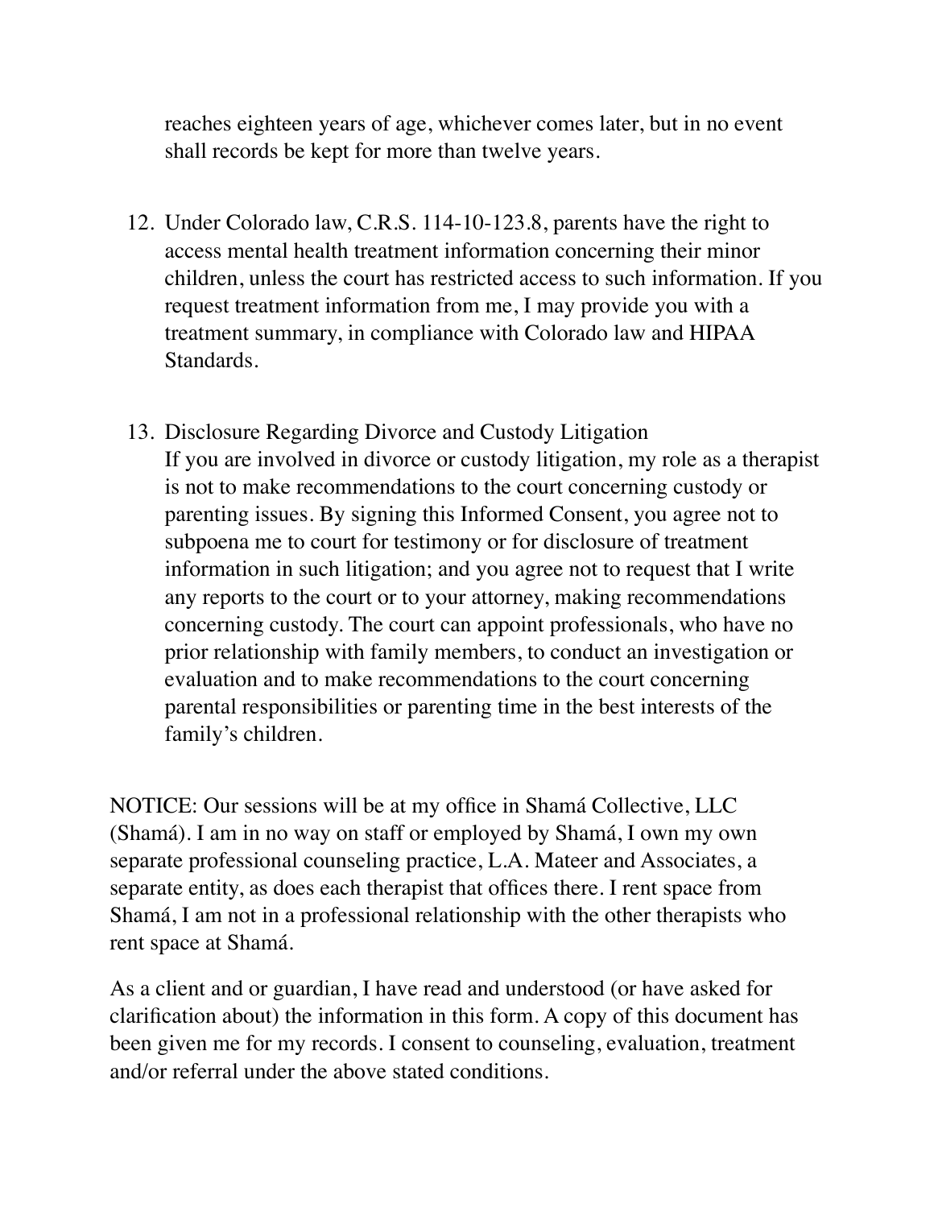reaches eighteen years of age, whichever comes later, but in no event shall records be kept for more than twelve years.

12. Under Colorado law, C.R.S. 114-10-123.8, parents have the right to access mental health treatment information concerning their minor children, unless the court has restricted access to such information. If you request treatment information from me, I may provide you with a treatment summary, in compliance with Colorado law and HIPAA Standards.

13. Disclosure Regarding Divorce and Custody Litigation
    If you are involved in divorce or custody litigation, my role as a therapist is not to make recommendations to the court concerning custody or parenting issues. By signing this Informed Consent, you agree not to subpoena me to court for testimony or for disclosure of treatment information in such litigation; and you agree not to request that I write any reports to the court or to your attorney, making recommendations concerning custody. The court can appoint professionals, who have no prior relationship with family members, to conduct an investigation or evaluation and to make recommendations to the court concerning parental responsibilities or parenting time in the best interests of the family's children.

NOTICE: Our sessions will be at my office in Shamá Collective, LLC (Shamá). I am in no way on staff or employed by Shamá, I own my own separate professional counseling practice, L.A. Mateer and Associates, a separate entity, as does each therapist that offices there. I rent space from Shamá, I am not in a professional relationship with the other therapists who rent space at Shamá.

As a client and or guardian, I have read and understood (or have asked for clarification about) the information in this form. A copy of this document has been given me for my records. I consent to counseling, evaluation, treatment and/or referral under the above stated conditions.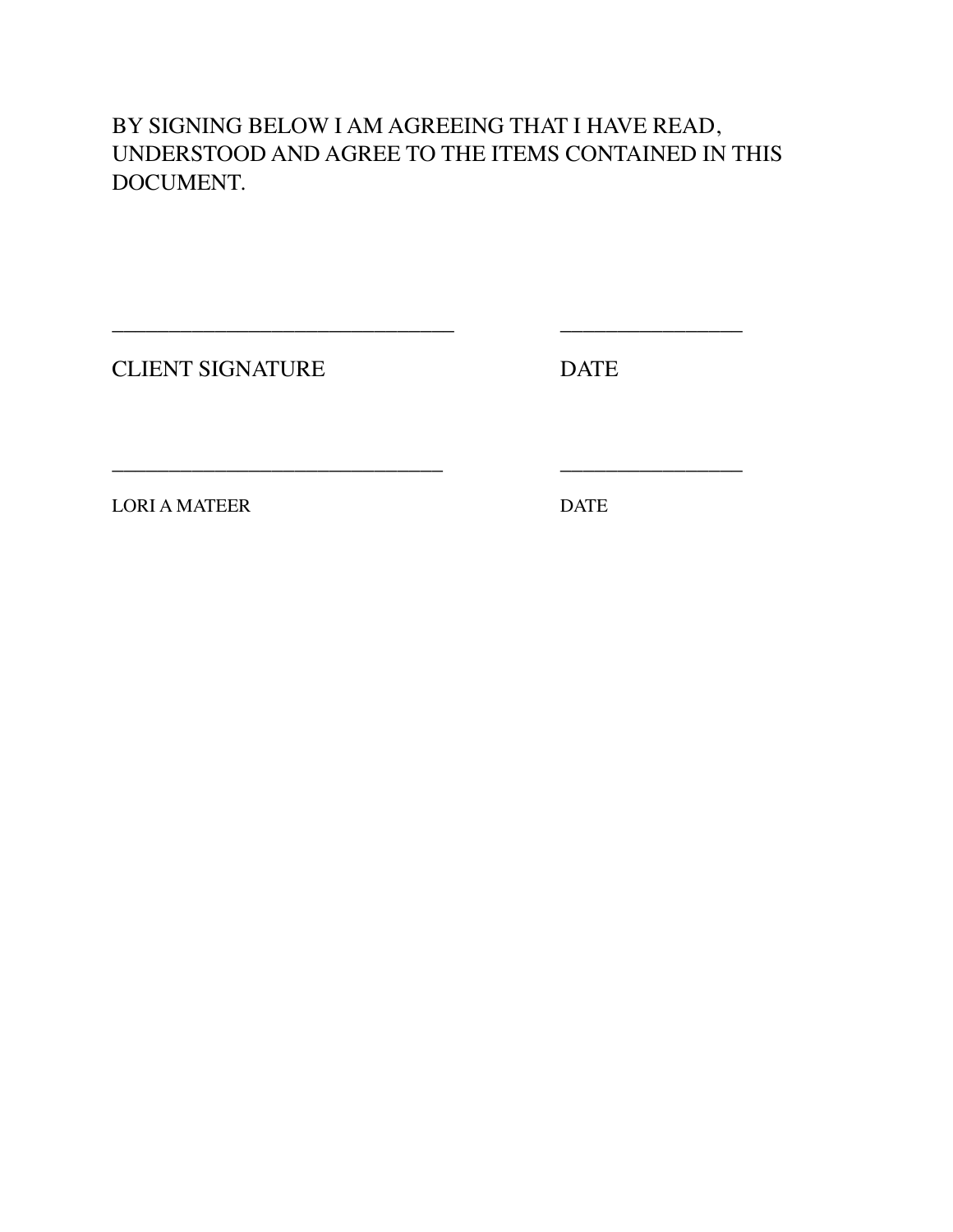BY SIGNING BELOW I AM AGREEING THAT I HAVE READ, UNDERSTOOD AND AGREE TO THE ITEMS CONTAINED IN THIS DOCUMENT.

_______________________________ _________________

CLIENT SIGNATURE DATE

_______________________________ _________________

LORI A MATEER DATE